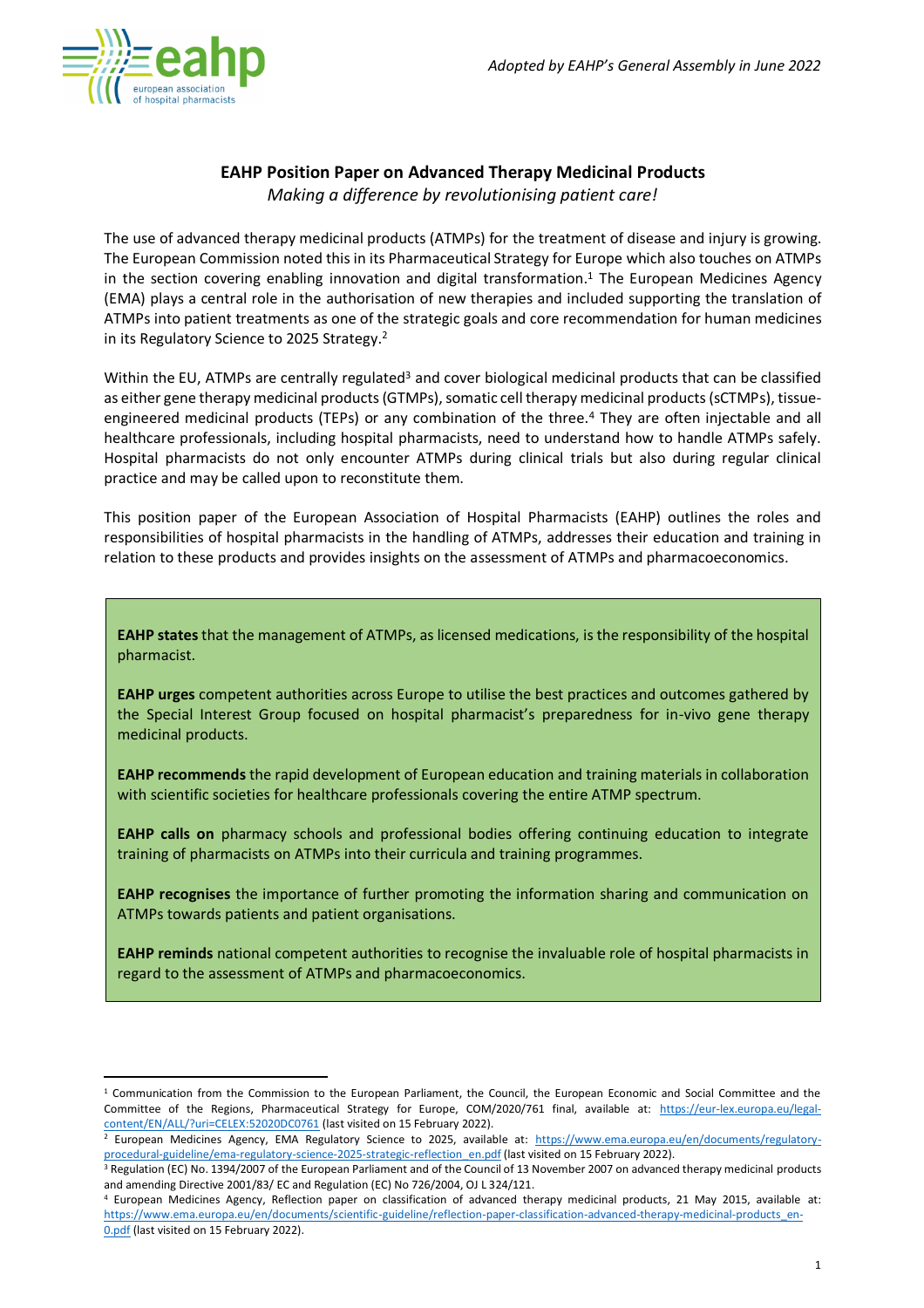*Adopted by EAHP's General Assembly in June 2022*

# EAHP Position Paper on Advanced Therapy Medicinal Products

*Making a difference by revolutionising patient care!*

The use of advanced therapy medicinal products (ATMPs) for the treatment of disease and injury is growing. The European Commission noted this in its Pharmaceutical Strategy for Europe which also touches on ATMPs in the section covering enabling innovation and digital transformation.[1] The European Medicines Agency (EMA) plays a central role in the authorisation of new therapies and included supporting the translation of ATMPs into patient treatments as one of the strategic goals and core recommendation for human medicines in its Regulatory Science to 2025 Strategy.[2]

Within the EU, ATMPs are centrally regulated[3] and cover biological medicinal products that can be classified as either gene therapy medicinal products (GTMPs), somatic cell therapy medicinal products (sCTMPs), tissue-engineered medicinal products (TEPs) or any combination of the three.[4] They are often injectable and all healthcare professionals, including hospital pharmacists, need to understand how to handle ATMPs safely. Hospital pharmacists do not only encounter ATMPs during clinical trials but also during regular clinical practice and may be called upon to reconstitute them.

This position paper of the European Association of Hospital Pharmacists (EAHP) outlines the roles and responsibilities of hospital pharmacists in the handling of ATMPs, addresses their education and training in relation to these products and provides insights on the assessment of ATMPs and pharmacoeconomics.

**EAHP states** that the management of ATMPs, as licensed medications, is the responsibility of the hospital pharmacist.

**EAHP urges** competent authorities across Europe to utilise the best practices and outcomes gathered by the Special Interest Group focused on hospital pharmacist's preparedness for in-vivo gene therapy medicinal products.

**EAHP recommends** the rapid development of European education and training materials in collaboration with scientific societies for healthcare professionals covering the entire ATMP spectrum.

**EAHP calls on** pharmacy schools and professional bodies offering continuing education to integrate training of pharmacists on ATMPs into their curricula and training programmes.

**EAHP recognises** the importance of further promoting the information sharing and communication on ATMPs towards patients and patient organisations.

**EAHP reminds** national competent authorities to recognise the invaluable role of hospital pharmacists in regard to the assessment of ATMPs and pharmacoeconomics.

---

[1] Communication from the Commission to the European Parliament, the Council, the European Economic and Social Committee and the Committee of the Regions, Pharmaceutical Strategy for Europe, COM/2020/761 final, available at: https://eur-lex.europa.eu/legal-content/EN/ALL/?uri=CELEX:52020DC0761 (last visited on 15 February 2022).

[2] European Medicines Agency, EMA Regulatory Science to 2025, available at: https://www.ema.europa.eu/en/documents/regulatory-procedural-guideline/ema-regulatory-science-2025-strategic-reflection_en.pdf (last visited on 15 February 2022).

[3] Regulation (EC) No. 1394/2007 of the European Parliament and of the Council of 13 November 2007 on advanced therapy medicinal products and amending Directive 2001/83/ EC and Regulation (EC) No 726/2004, OJ L 324/121.

[4] European Medicines Agency, Reflection paper on classification of advanced therapy medicinal products, 21 May 2015, available at: https://www.ema.europa.eu/en/documents/scientific-guideline/reflection-paper-classification-advanced-therapy-medicinal-products_en-0.pdf (last visited on 15 February 2022).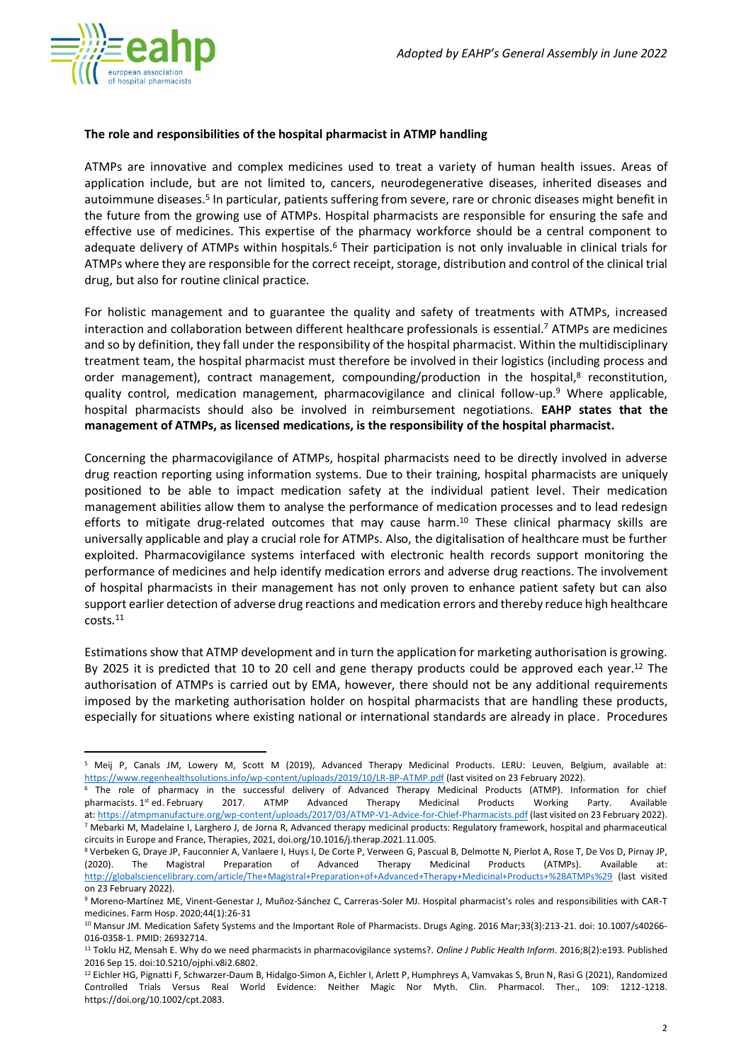**The role and responsibilities of the hospital pharmacist in ATMP handling**

ATMPs are innovative and complex medicines used to treat a variety of human health issues. Areas of application include, but are not limited to, cancers, neurodegenerative diseases, inherited diseases and autoimmune diseases.[5] In particular, patients suffering from severe, rare or chronic diseases might benefit in the future from the growing use of ATMPs. Hospital pharmacists are responsible for ensuring the safe and effective use of medicines. This expertise of the pharmacy workforce should be a central component to adequate delivery of ATMPs within hospitals.[6] Their participation is not only invaluable in clinical trials for ATMPs where they are responsible for the correct receipt, storage, distribution and control of the clinical trial drug, but also for routine clinical practice.

For holistic management and to guarantee the quality and safety of treatments with ATMPs, increased interaction and collaboration between different healthcare professionals is essential.[7] ATMPs are medicines and so by definition, they fall under the responsibility of the hospital pharmacist. Within the multidisciplinary treatment team, the hospital pharmacist must therefore be involved in their logistics (including process and order management), contract management, compounding/production in the hospital,[8] reconstitution, quality control, medication management, pharmacovigilance and clinical follow-up.[9] Where applicable, hospital pharmacists should also be involved in reimbursement negotiations. **EAHP states that the management of ATMPs, as licensed medications, is the responsibility of the hospital pharmacist.**

Concerning the pharmacovigilance of ATMPs, hospital pharmacists need to be directly involved in adverse drug reaction reporting using information systems. Due to their training, hospital pharmacists are uniquely positioned to be able to impact medication safety at the individual patient level. Their medication management abilities allow them to analyse the performance of medication processes and to lead redesign efforts to mitigate drug-related outcomes that may cause harm.[10] These clinical pharmacy skills are universally applicable and play a crucial role for ATMPs. Also, the digitalisation of healthcare must be further exploited. Pharmacovigilance systems interfaced with electronic health records support monitoring the performance of medicines and help identify medication errors and adverse drug reactions. The involvement of hospital pharmacists in their management has not only proven to enhance patient safety but can also support earlier detection of adverse drug reactions and medication errors and thereby reduce high healthcare costs.[11]

Estimations show that ATMP development and in turn the application for marketing authorisation is growing. By 2025 it is predicted that 10 to 20 cell and gene therapy products could be approved each year.[12] The authorisation of ATMPs is carried out by EMA, however, there should not be any additional requirements imposed by the marketing authorisation holder on hospital pharmacists that are handling these products, especially for situations where existing national or international standards are already in place. Procedures

---

[5] Meij P, Canals JM, Lowery M, Scott M (2019), Advanced Therapy Medicinal Products. LERU: Leuven, Belgium, available at: https://www.regenhealthsolutions.info/wp-content/uploads/2019/10/LR-BP-ATMP.pdf (last visited on 23 February 2022).

[6] The role of pharmacy in the successful delivery of Advanced Therapy Medicinal Products (ATMP). Information for chief pharmacists. 1st ed. February 2017. ATMP Advanced Therapy Medicinal Products Working Party. Available at: https://atmpmanufacture.org/wp-content/uploads/2017/03/ATMP-V1-Advice-for-Chief-Pharmacists.pdf (last visited on 23 February 2022).

[7] Mebarki M, Madelaine I, Larghero J, de Jorna R, Advanced therapy medicinal products: Regulatory framework, hospital and pharmaceutical circuits in Europe and France, Therapies, 2021, doi.org/10.1016/j.therap.2021.11.005.

[8] Verbeken G, Draye JP, Fauconnier A, Vanlaere I, Huys I, De Corte P, Verween G, Pascual B, Delmotte N, Pierlot A, Rose T, De Vos D, Pirnay JP, (2020). The Magistral Preparation of Advanced Therapy Medicinal Products (ATMPs). Available at: http://globalsciencelibrary.com/article/The+Magistral+Preparation+of+Advanced+Therapy+Medicinal+Products+%28ATMPs%29 (last visited on 23 February 2022).

[9] Moreno-Martínez ME, Vinent-Genestar J, Muñoz-Sánchez C, Carreras-Soler MJ. Hospital pharmacist's roles and responsibilities with CAR-T medicines. Farm Hosp. 2020;44(1):26-31

[10] Mansur JM. Medication Safety Systems and the Important Role of Pharmacists. Drugs Aging. 2016 Mar;33(3):213-21. doi: 10.1007/s40266-016-0358-1. PMID: 26932714.

[11] Toklu HZ, Mensah E. Why do we need pharmacists in pharmacovigilance systems?. *Online J Public Health Inform*. 2016;8(2):e193. Published 2016 Sep 15. doi:10.5210/ojphi.v8i2.6802.

[12] Eichler HG, Pignatti F, Schwarzer-Daum B, Hidalgo-Simon A, Eichler I, Arlett P, Humphreys A, Vamvakas S, Brun N, Rasi G (2021), Randomized Controlled Trials Versus Real World Evidence: Neither Magic Nor Myth. Clin. Pharmacol. Ther., 109: 1212-1218. https://doi.org/10.1002/cpt.2083.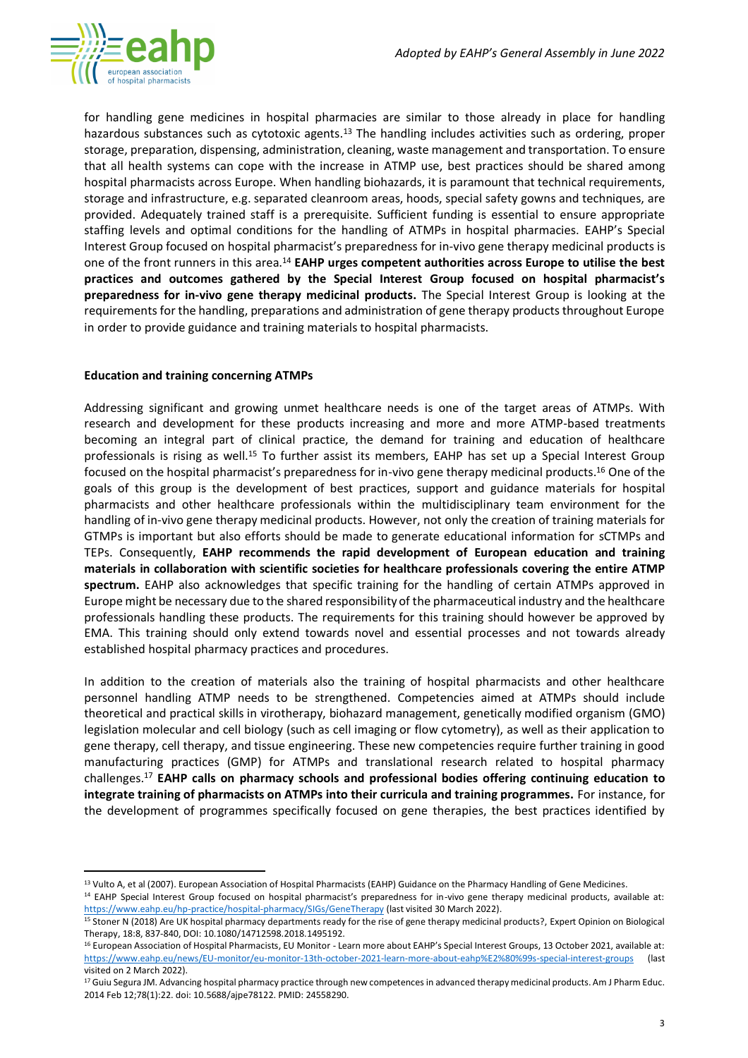for handling gene medicines in hospital pharmacies are similar to those already in place for handling hazardous substances such as cytotoxic agents.[13] The handling includes activities such as ordering, proper storage, preparation, dispensing, administration, cleaning, waste management and transportation. To ensure that all health systems can cope with the increase in ATMP use, best practices should be shared among hospital pharmacists across Europe. When handling biohazards, it is paramount that technical requirements, storage and infrastructure, e.g. separated cleanroom areas, hoods, special safety gowns and techniques, are provided. Adequately trained staff is a prerequisite. Sufficient funding is essential to ensure appropriate staffing levels and optimal conditions for the handling of ATMPs in hospital pharmacies. EAHP's Special Interest Group focused on hospital pharmacist's preparedness for in-vivo gene therapy medicinal products is one of the front runners in this area.[14] **EAHP urges competent authorities across Europe to utilise the best practices and outcomes gathered by the Special Interest Group focused on hospital pharmacist's preparedness for in-vivo gene therapy medicinal products.** The Special Interest Group is looking at the requirements for the handling, preparations and administration of gene therapy products throughout Europe in order to provide guidance and training materials to hospital pharmacists.

**Education and training concerning ATMPs**

Addressing significant and growing unmet healthcare needs is one of the target areas of ATMPs. With research and development for these products increasing and more and more ATMP-based treatments becoming an integral part of clinical practice, the demand for training and education of healthcare professionals is rising as well.[15] To further assist its members, EAHP has set up a Special Interest Group focused on the hospital pharmacist's preparedness for in-vivo gene therapy medicinal products.[16] One of the goals of this group is the development of best practices, support and guidance materials for hospital pharmacists and other healthcare professionals within the multidisciplinary team environment for the handling of in-vivo gene therapy medicinal products. However, not only the creation of training materials for GTMPs is important but also efforts should be made to generate educational information for sCTMPs and TEPs. Consequently, **EAHP recommends the rapid development of European education and training materials in collaboration with scientific societies for healthcare professionals covering the entire ATMP spectrum.** EAHP also acknowledges that specific training for the handling of certain ATMPs approved in Europe might be necessary due to the shared responsibility of the pharmaceutical industry and the healthcare professionals handling these products. The requirements for this training should however be approved by EMA. This training should only extend towards novel and essential processes and not towards already established hospital pharmacy practices and procedures.

In addition to the creation of materials also the training of hospital pharmacists and other healthcare personnel handling ATMP needs to be strengthened. Competencies aimed at ATMPs should include theoretical and practical skills in virotherapy, biohazard management, genetically modified organism (GMO) legislation molecular and cell biology (such as cell imaging or flow cytometry), as well as their application to gene therapy, cell therapy, and tissue engineering. These new competencies require further training in good manufacturing practices (GMP) for ATMPs and translational research related to hospital pharmacy challenges.[17] **EAHP calls on pharmacy schools and professional bodies offering continuing education to integrate training of pharmacists on ATMPs into their curricula and training programmes.** For instance, for the development of programmes specifically focused on gene therapies, the best practices identified by

---

[13] Vulto A, et al (2007). European Association of Hospital Pharmacists (EAHP) Guidance on the Pharmacy Handling of Gene Medicines.

[14] EAHP Special Interest Group focused on hospital pharmacist's preparedness for in-vivo gene therapy medicinal products, available at: https://www.eahp.eu/hp-practice/hospital-pharmacy/SIGs/GeneTherapy (last visited 30 March 2022).

[15] Stoner N (2018) Are UK hospital pharmacy departments ready for the rise of gene therapy medicinal products?, Expert Opinion on Biological Therapy, 18:8, 837-840, DOI: 10.1080/14712598.2018.1495192.

[16] European Association of Hospital Pharmacists, EU Monitor - Learn more about EAHP's Special Interest Groups, 13 October 2021, available at: https://www.eahp.eu/news/EU-monitor/eu-monitor-13th-october-2021-learn-more-about-eahp%E2%80%99s-special-interest-groups (last visited on 2 March 2022).

[17] Guiu Segura JM. Advancing hospital pharmacy practice through new competences in advanced therapy medicinal products. Am J Pharm Educ. 2014 Feb 12;78(1):22. doi: 10.5688/ajpe78122. PMID: 24558290.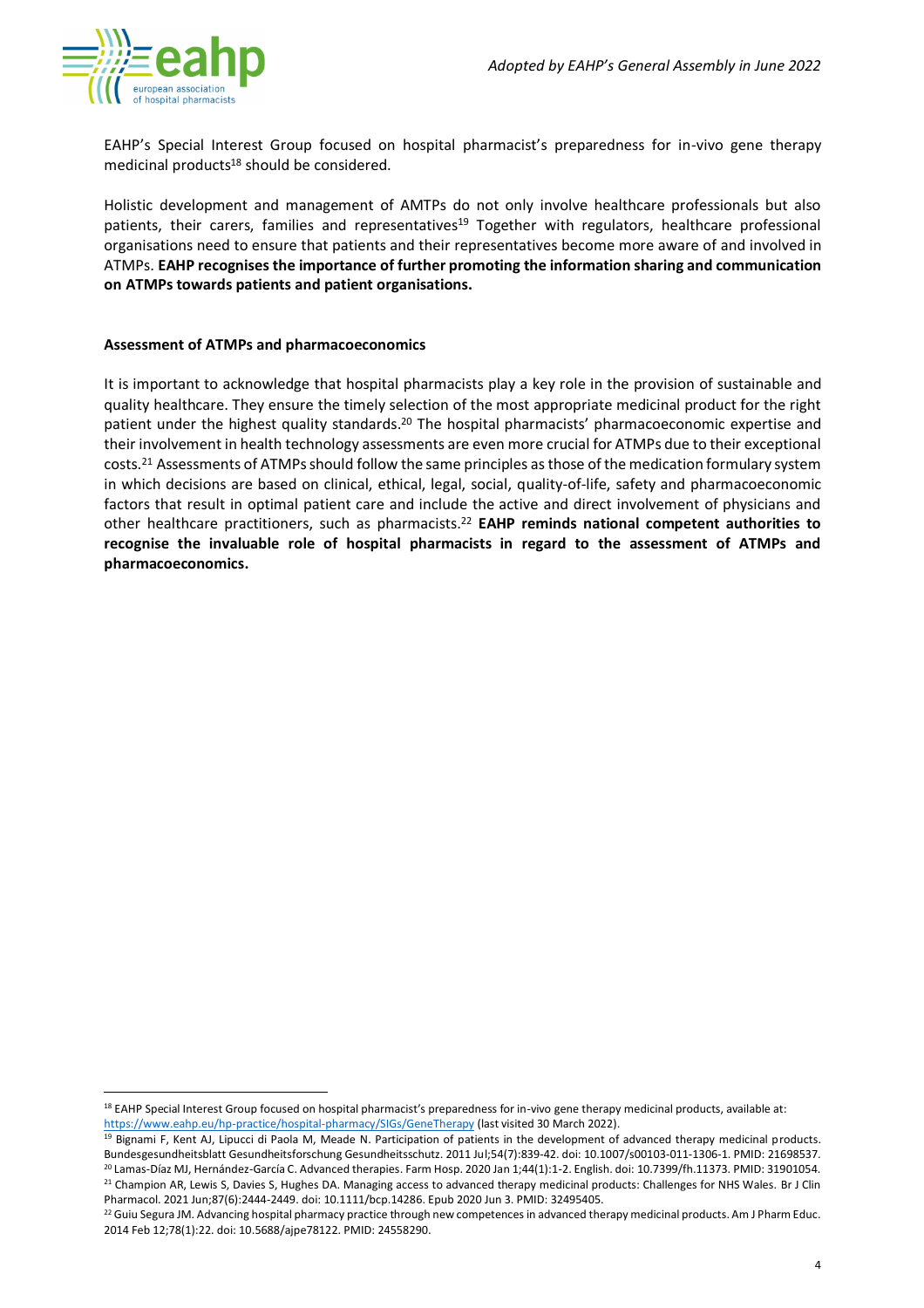EAHP's Special Interest Group focused on hospital pharmacist's preparedness for in-vivo gene therapy medicinal products[18] should be considered.

Holistic development and management of AMTPs do not only involve healthcare professionals but also patients, their carers, families and representatives[19] Together with regulators, healthcare professional organisations need to ensure that patients and their representatives become more aware of and involved in ATMPs. **EAHP recognises the importance of further promoting the information sharing and communication on ATMPs towards patients and patient organisations.**

**Assessment of ATMPs and pharmacoeconomics**

It is important to acknowledge that hospital pharmacists play a key role in the provision of sustainable and quality healthcare. They ensure the timely selection of the most appropriate medicinal product for the right patient under the highest quality standards.[20] The hospital pharmacists' pharmacoeconomic expertise and their involvement in health technology assessments are even more crucial for ATMPs due to their exceptional costs.[21] Assessments of ATMPs should follow the same principles as those of the medication formulary system in which decisions are based on clinical, ethical, legal, social, quality-of-life, safety and pharmacoeconomic factors that result in optimal patient care and include the active and direct involvement of physicians and other healthcare practitioners, such as pharmacists.[22] **EAHP reminds national competent authorities to recognise the invaluable role of hospital pharmacists in regard to the assessment of ATMPs and pharmacoeconomics.**

---

[18] EAHP Special Interest Group focused on hospital pharmacist's preparedness for in-vivo gene therapy medicinal products, available at: https://www.eahp.eu/hp-practice/hospital-pharmacy/SIGs/GeneTherapy (last visited 30 March 2022).

[19] Bignami F, Kent AJ, Lipucci di Paola M, Meade N. Participation of patients in the development of advanced therapy medicinal products. Bundesgesundheitsblatt Gesundheitsforschung Gesundheitsschutz. 2011 Jul;54(7):839-42. doi: 10.1007/s00103-011-1306-1. PMID: 21698537.

[20] Lamas-Díaz MJ, Hernández-García C. Advanced therapies. Farm Hosp. 2020 Jan 1;44(1):1-2. English. doi: 10.7399/fh.11373. PMID: 31901054.

[21] Champion AR, Lewis S, Davies S, Hughes DA. Managing access to advanced therapy medicinal products: Challenges for NHS Wales. Br J Clin Pharmacol. 2021 Jun;87(6):2444-2449. doi: 10.1111/bcp.14286. Epub 2020 Jun 3. PMID: 32495405.

[22] Guiu Segura JM. Advancing hospital pharmacy practice through new competences in advanced therapy medicinal products. Am J Pharm Educ. 2014 Feb 12;78(1):22. doi: 10.5688/ajpe78122. PMID: 24558290.